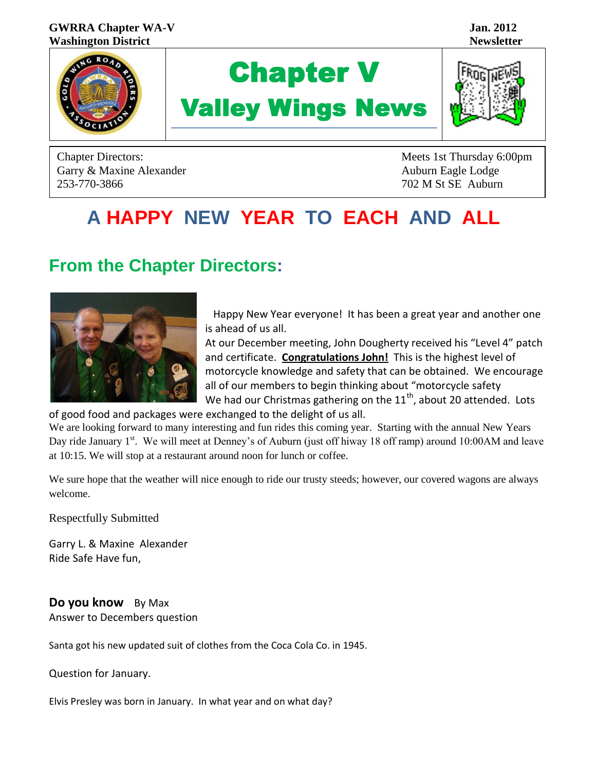GWRRA Chapter WA-V
Washington District

Jan. 2012
Newsletter

# Chapter V
# Valley Wings News

Chapter Directors:
Garry & Maxine Alexander
253-770-3866

Meets 1st Thursday 6:00pm
Auburn Eagle Lodge
702 M St SE Auburn

# A HAPPY NEW YEAR TO EACH AND ALL

## From the Chapter Directors:

Happy New Year everyone! It has been a great year and another one is ahead of us all.
At our December meeting, John Dougherty received his "Level 4" patch and certificate. **Congratulations John!** This is the highest level of motorcycle knowledge and safety that can be obtained. We encourage all of our members to begin thinking about "motorcycle safety
We had our Christmas gathering on the 11th, about 20 attended. Lots of good food and packages were exchanged to the delight of us all.
We are looking forward to many interesting and fun rides this coming year. Starting with the annual New Years Day ride January 1st. We will meet at Denney's of Auburn (just off hiway 18 off ramp) around 10:00AM and leave at 10:15. We will stop at a restaurant around noon for lunch or coffee.

We sure hope that the weather will nice enough to ride our trusty steeds; however, our covered wagons are always welcome.

Respectfully Submitted

Garry L. & Maxine Alexander
Ride Safe Have fun,

**Do you know** By Max
Answer to Decembers question

Santa got his new updated suit of clothes from the Coca Cola Co. in 1945.

Question for January.

Elvis Presley was born in January. In what year and on what day?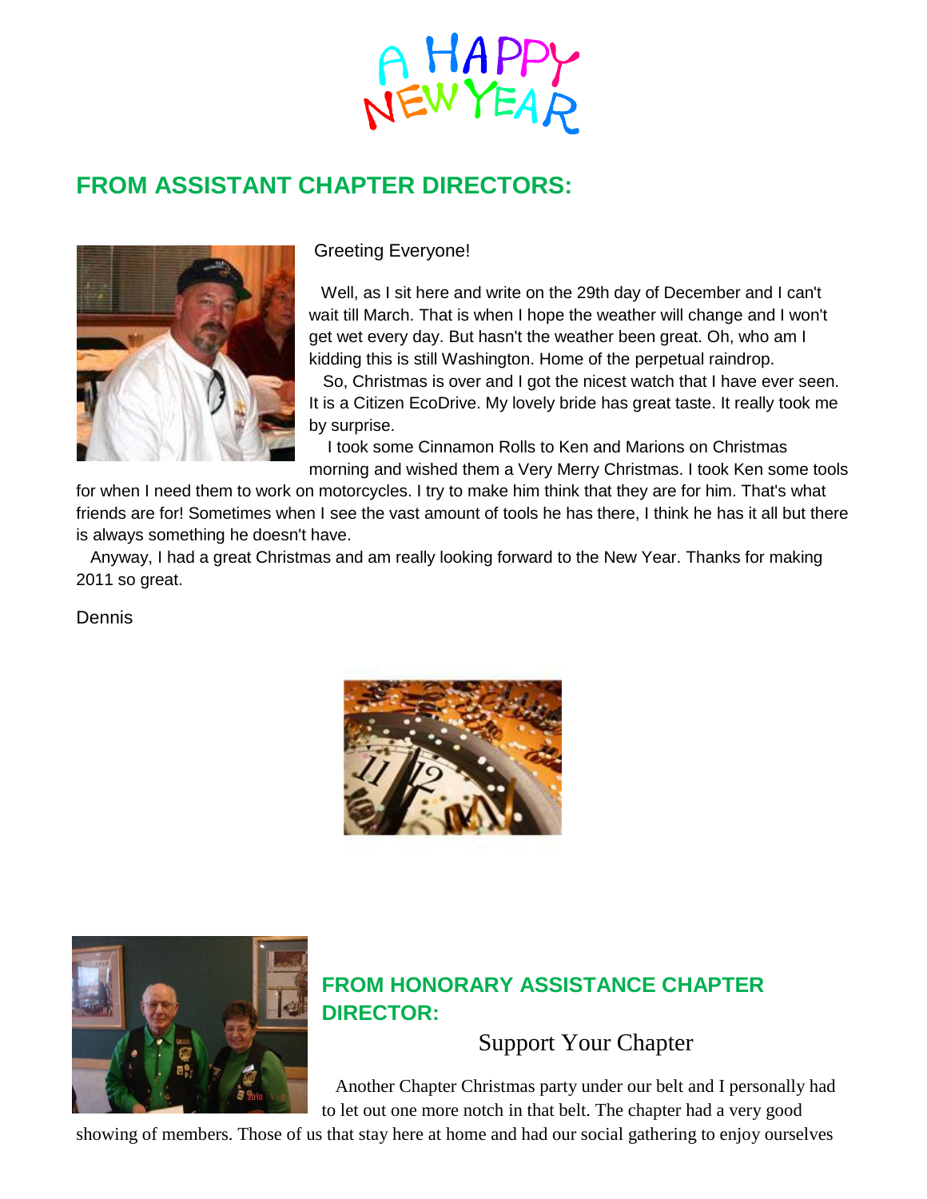A HAPPY NEW YEAR

## FROM ASSISTANT CHAPTER DIRECTORS:

Greeting Everyone!

Well, as I sit here and write on the 29th day of December and I can't wait till March. That is when I hope the weather will change and I won't get wet every day. But hasn't the weather been great. Oh, who am I kidding this is still Washington. Home of the perpetual raindrop.

So, Christmas is over and I got the nicest watch that I have ever seen. It is a Citizen EcoDrive. My lovely bride has great taste. It really took me by surprise.

I took some Cinnamon Rolls to Ken and Marions on Christmas morning and wished them a Very Merry Christmas. I took Ken some tools for when I need them to work on motorcycles. I try to make him think that they are for him. That's what friends are for! Sometimes when I see the vast amount of tools he has there, I think he has it all but there is always something he doesn't have.

Anyway, I had a great Christmas and am really looking forward to the New Year. Thanks for making 2011 so great.

Dennis

## FROM HONORARY ASSISTANCE CHAPTER DIRECTOR:

### Support Your Chapter

Another Chapter Christmas party under our belt and I personally had to let out one more notch in that belt. The chapter had a very good showing of members. Those of us that stay here at home and had our social gathering to enjoy ourselves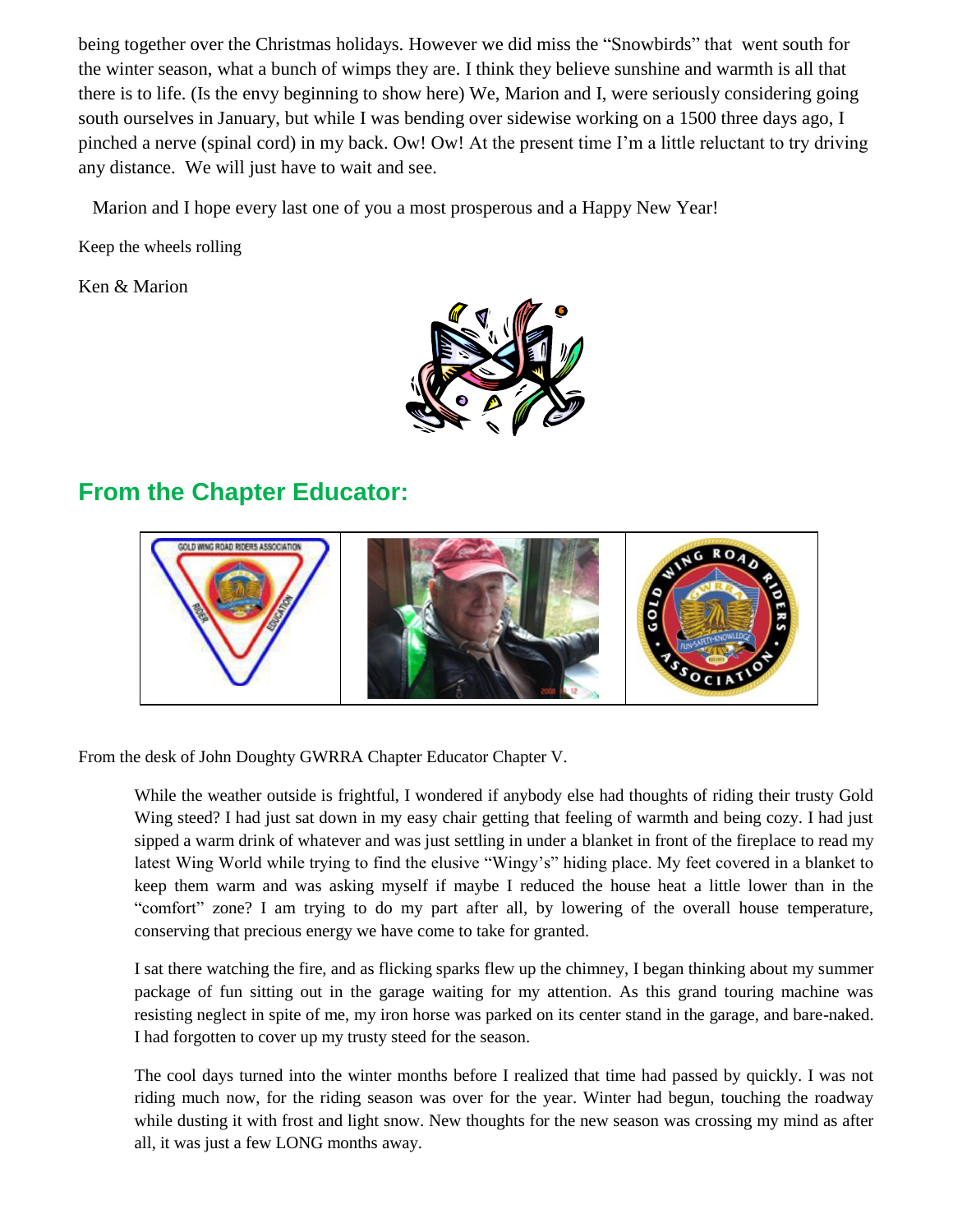being together over the Christmas holidays. However we did miss the "Snowbirds" that went south for the winter season, what a bunch of wimps they are. I think they believe sunshine and warmth is all that there is to life. (Is the envy beginning to show here) We, Marion and I, were seriously considering going south ourselves in January, but while I was bending over sidewise working on a 1500 three days ago, I pinched a nerve (spinal cord) in my back. Ow! Ow! At the present time I'm a little reluctant to try driving any distance. We will just have to wait and see.

Marion and I hope every last one of you a most prosperous and a Happy New Year!

Keep the wheels rolling

Ken & Marion

## From the Chapter Educator:

From the desk of John Doughty GWRRA Chapter Educator Chapter V.

While the weather outside is frightful, I wondered if anybody else had thoughts of riding their trusty Gold Wing steed? I had just sat down in my easy chair getting that feeling of warmth and being cozy. I had just sipped a warm drink of whatever and was just settling in under a blanket in front of the fireplace to read my latest Wing World while trying to find the elusive "Wingy's" hiding place. My feet covered in a blanket to keep them warm and was asking myself if maybe I reduced the house heat a little lower than in the "comfort" zone? I am trying to do my part after all, by lowering of the overall house temperature, conserving that precious energy we have come to take for granted.

I sat there watching the fire, and as flicking sparks flew up the chimney, I began thinking about my summer package of fun sitting out in the garage waiting for my attention. As this grand touring machine was resisting neglect in spite of me, my iron horse was parked on its center stand in the garage, and bare-naked. I had forgotten to cover up my trusty steed for the season.

The cool days turned into the winter months before I realized that time had passed by quickly. I was not riding much now, for the riding season was over for the year. Winter had begun, touching the roadway while dusting it with frost and light snow. New thoughts for the new season was crossing my mind as after all, it was just a few LONG months away.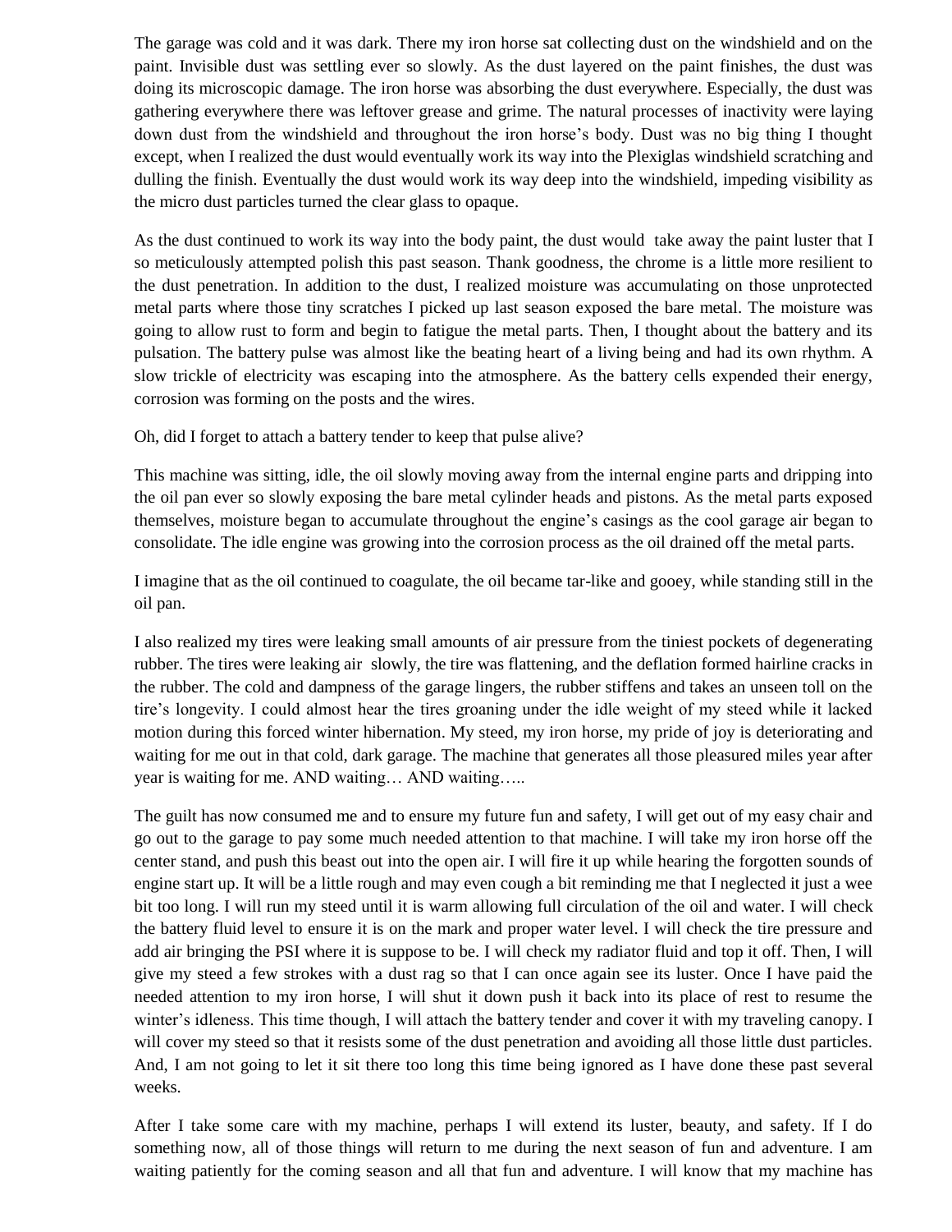The garage was cold and it was dark. There my iron horse sat collecting dust on the windshield and on the paint. Invisible dust was settling ever so slowly. As the dust layered on the paint finishes, the dust was doing its microscopic damage. The iron horse was absorbing the dust everywhere. Especially, the dust was gathering everywhere there was leftover grease and grime. The natural processes of inactivity were laying down dust from the windshield and throughout the iron horse's body. Dust was no big thing I thought except, when I realized the dust would eventually work its way into the Plexiglas windshield scratching and dulling the finish. Eventually the dust would work its way deep into the windshield, impeding visibility as the micro dust particles turned the clear glass to opaque.

As the dust continued to work its way into the body paint, the dust would take away the paint luster that I so meticulously attempted polish this past season. Thank goodness, the chrome is a little more resilient to the dust penetration. In addition to the dust, I realized moisture was accumulating on those unprotected metal parts where those tiny scratches I picked up last season exposed the bare metal. The moisture was going to allow rust to form and begin to fatigue the metal parts. Then, I thought about the battery and its pulsation. The battery pulse was almost like the beating heart of a living being and had its own rhythm. A slow trickle of electricity was escaping into the atmosphere. As the battery cells expended their energy, corrosion was forming on the posts and the wires.

Oh, did I forget to attach a battery tender to keep that pulse alive?

This machine was sitting, idle, the oil slowly moving away from the internal engine parts and dripping into the oil pan ever so slowly exposing the bare metal cylinder heads and pistons. As the metal parts exposed themselves, moisture began to accumulate throughout the engine's casings as the cool garage air began to consolidate. The idle engine was growing into the corrosion process as the oil drained off the metal parts.

I imagine that as the oil continued to coagulate, the oil became tar-like and gooey, while standing still in the oil pan.

I also realized my tires were leaking small amounts of air pressure from the tiniest pockets of degenerating rubber. The tires were leaking air slowly, the tire was flattening, and the deflation formed hairline cracks in the rubber. The cold and dampness of the garage lingers, the rubber stiffens and takes an unseen toll on the tire's longevity. I could almost hear the tires groaning under the idle weight of my steed while it lacked motion during this forced winter hibernation. My steed, my iron horse, my pride of joy is deteriorating and waiting for me out in that cold, dark garage. The machine that generates all those pleasured miles year after year is waiting for me. AND waiting… AND waiting…..

The guilt has now consumed me and to ensure my future fun and safety, I will get out of my easy chair and go out to the garage to pay some much needed attention to that machine. I will take my iron horse off the center stand, and push this beast out into the open air. I will fire it up while hearing the forgotten sounds of engine start up. It will be a little rough and may even cough a bit reminding me that I neglected it just a wee bit too long. I will run my steed until it is warm allowing full circulation of the oil and water. I will check the battery fluid level to ensure it is on the mark and proper water level. I will check the tire pressure and add air bringing the PSI where it is suppose to be. I will check my radiator fluid and top it off. Then, I will give my steed a few strokes with a dust rag so that I can once again see its luster. Once I have paid the needed attention to my iron horse, I will shut it down push it back into its place of rest to resume the winter's idleness. This time though, I will attach the battery tender and cover it with my traveling canopy. I will cover my steed so that it resists some of the dust penetration and avoiding all those little dust particles. And, I am not going to let it sit there too long this time being ignored as I have done these past several weeks.

After I take some care with my machine, perhaps I will extend its luster, beauty, and safety. If I do something now, all of those things will return to me during the next season of fun and adventure. I am waiting patiently for the coming season and all that fun and adventure. I will know that my machine has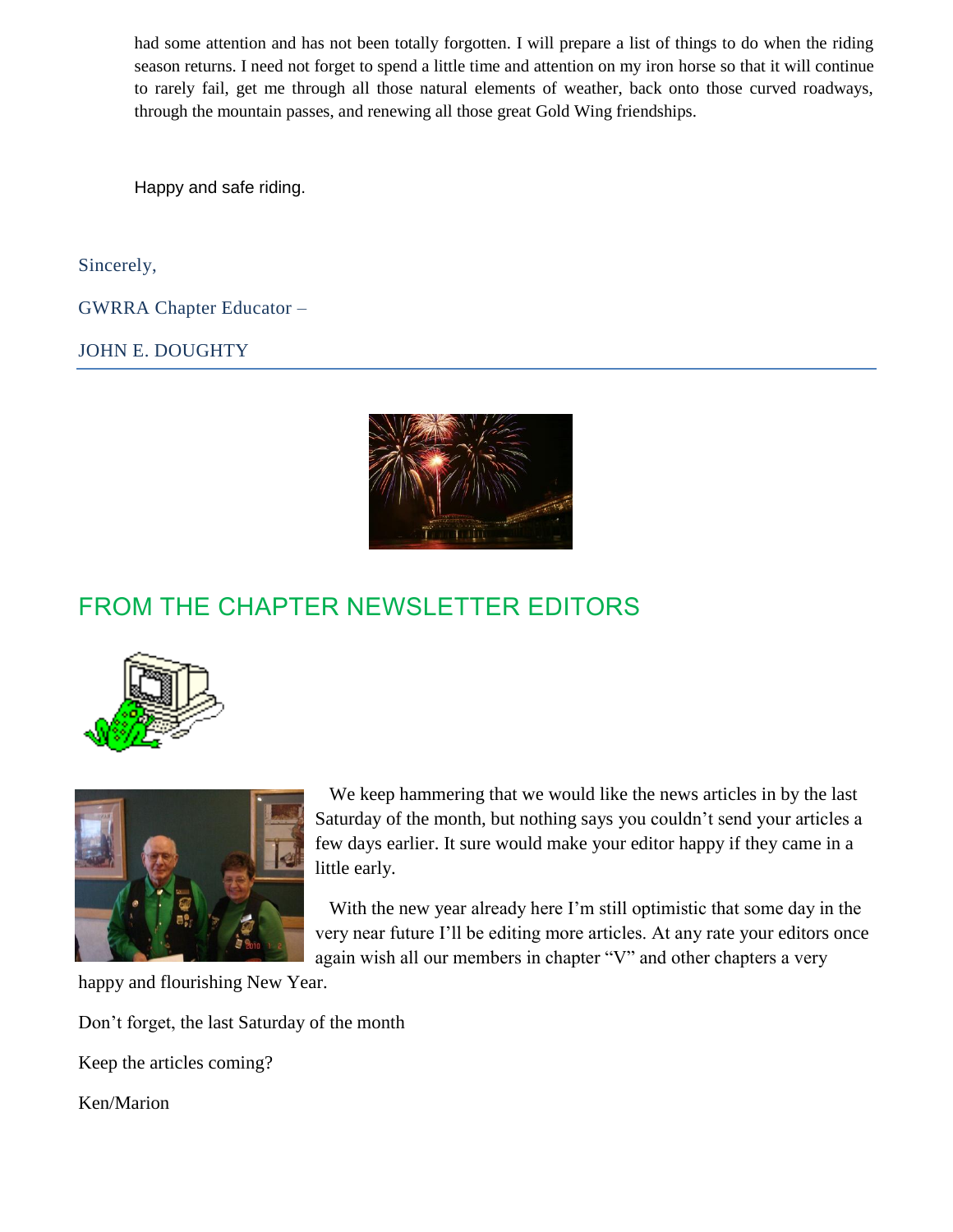had some attention and has not been totally forgotten. I will prepare a list of things to do when the riding season returns. I need not forget to spend a little time and attention on my iron horse so that it will continue to rarely fail, get me through all those natural elements of weather, back onto those curved roadways, through the mountain passes, and renewing all those great Gold Wing friendships.

Happy and safe riding.

Sincerely,

GWRRA Chapter Educator –

JOHN E. DOUGHTY

## FROM THE CHAPTER NEWSLETTER EDITORS

We keep hammering that we would like the news articles in by the last Saturday of the month, but nothing says you couldn't send your articles a few days earlier. It sure would make your editor happy if they came in a little early.

With the new year already here I'm still optimistic that some day in the very near future I'll be editing more articles. At any rate your editors once again wish all our members in chapter "V" and other chapters a very happy and flourishing New Year.

Don't forget, the last Saturday of the month

Keep the articles coming?

Ken/Marion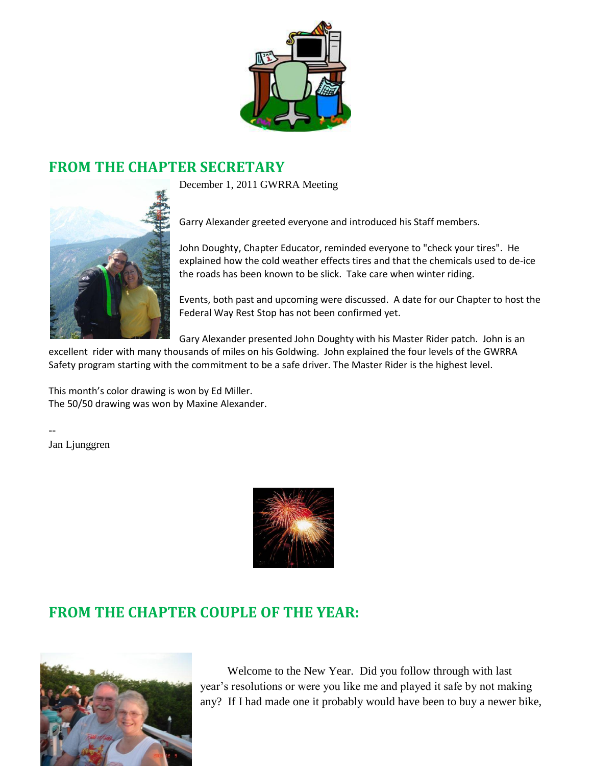## FROM THE CHAPTER SECRETARY

December 1, 2011 GWRRA Meeting

Garry Alexander greeted everyone and introduced his Staff members.

John Doughty, Chapter Educator, reminded everyone to "check your tires". He explained how the cold weather effects tires and that the chemicals used to de-ice the roads has been known to be slick. Take care when winter riding.

Events, both past and upcoming were discussed. A date for our Chapter to host the Federal Way Rest Stop has not been confirmed yet.

Gary Alexander presented John Doughty with his Master Rider patch. John is an excellent rider with many thousands of miles on his Goldwing. John explained the four levels of the GWRRA Safety program starting with the commitment to be a safe driver. The Master Rider is the highest level.

This month's color drawing is won by Ed Miller.
The 50/50 drawing was won by Maxine Alexander.

--
Jan Ljunggren

## FROM THE CHAPTER COUPLE OF THE YEAR:

Welcome to the New Year. Did you follow through with last year's resolutions or were you like me and played it safe by not making any? If I had made one it probably would have been to buy a newer bike,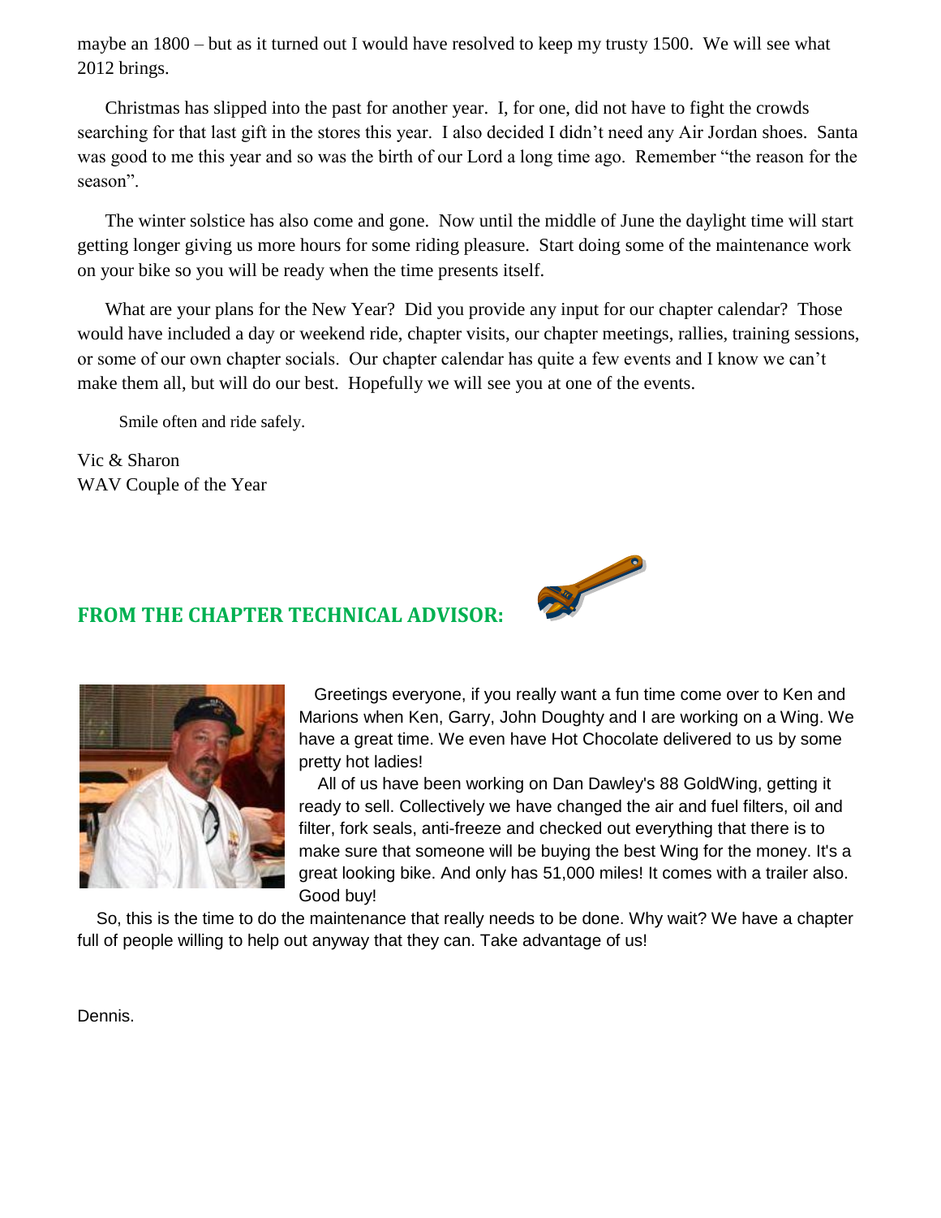maybe an 1800 – but as it turned out I would have resolved to keep my trusty 1500. We will see what 2012 brings.

Christmas has slipped into the past for another year. I, for one, did not have to fight the crowds searching for that last gift in the stores this year. I also decided I didn't need any Air Jordan shoes. Santa was good to me this year and so was the birth of our Lord a long time ago. Remember "the reason for the season".

The winter solstice has also come and gone. Now until the middle of June the daylight time will start getting longer giving us more hours for some riding pleasure. Start doing some of the maintenance work on your bike so you will be ready when the time presents itself.

What are your plans for the New Year? Did you provide any input for our chapter calendar? Those would have included a day or weekend ride, chapter visits, our chapter meetings, rallies, training sessions, or some of our own chapter socials. Our chapter calendar has quite a few events and I know we can't make them all, but will do our best. Hopefully we will see you at one of the events.

Smile often and ride safely.

Vic & Sharon
WAV Couple of the Year

## FROM THE CHAPTER TECHNICAL ADVISOR:

Greetings everyone, if you really want a fun time come over to Ken and Marions when Ken, Garry, John Doughty and I are working on a Wing. We have a great time. We even have Hot Chocolate delivered to us by some pretty hot ladies!

All of us have been working on Dan Dawley's 88 GoldWing, getting it ready to sell. Collectively we have changed the air and fuel filters, oil and filter, fork seals, anti-freeze and checked out everything that there is to make sure that someone will be buying the best Wing for the money. It's a great looking bike. And only has 51,000 miles! It comes with a trailer also. Good buy!

So, this is the time to do the maintenance that really needs to be done. Why wait? We have a chapter full of people willing to help out anyway that they can. Take advantage of us!

Dennis.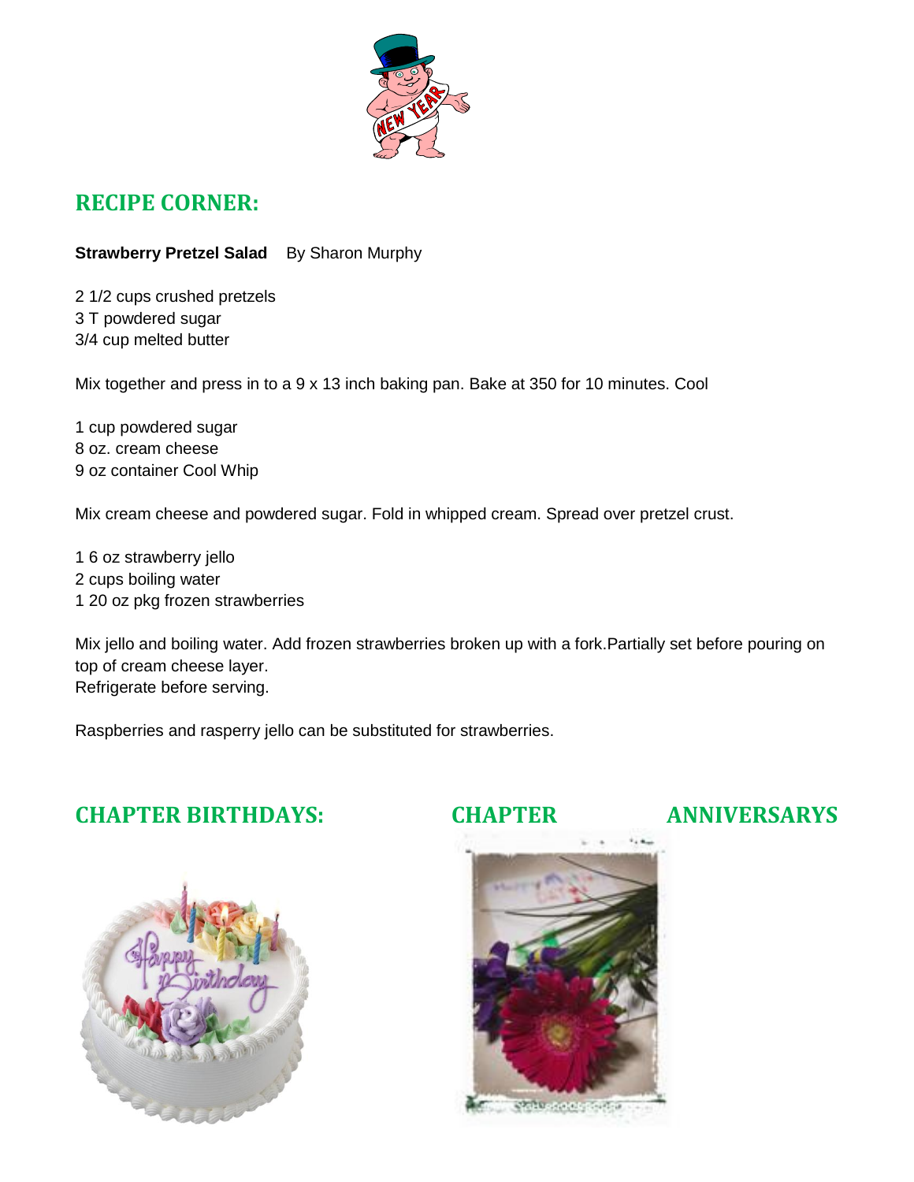## RECIPE CORNER:

**Strawberry Pretzel Salad** By Sharon Murphy

2 1/2 cups crushed pretzels
3 T powdered sugar
3/4 cup melted butter

Mix together and press in to a 9 x 13 inch baking pan. Bake at 350 for 10 minutes. Cool

1 cup powdered sugar
8 oz. cream cheese
9 oz container Cool Whip

Mix cream cheese and powdered sugar. Fold in whipped cream. Spread over pretzel crust.

1 6 oz strawberry jello
2 cups boiling water
1 20 oz pkg frozen strawberries

Mix jello and boiling water. Add frozen strawberries broken up with a fork.Partially set before pouring on top of cream cheese layer.
Refrigerate before serving.

Raspberries and rasperry jello can be substituted for strawberries.

## CHAPTER BIRTHDAYS:

## CHAPTER ANNIVERSARYS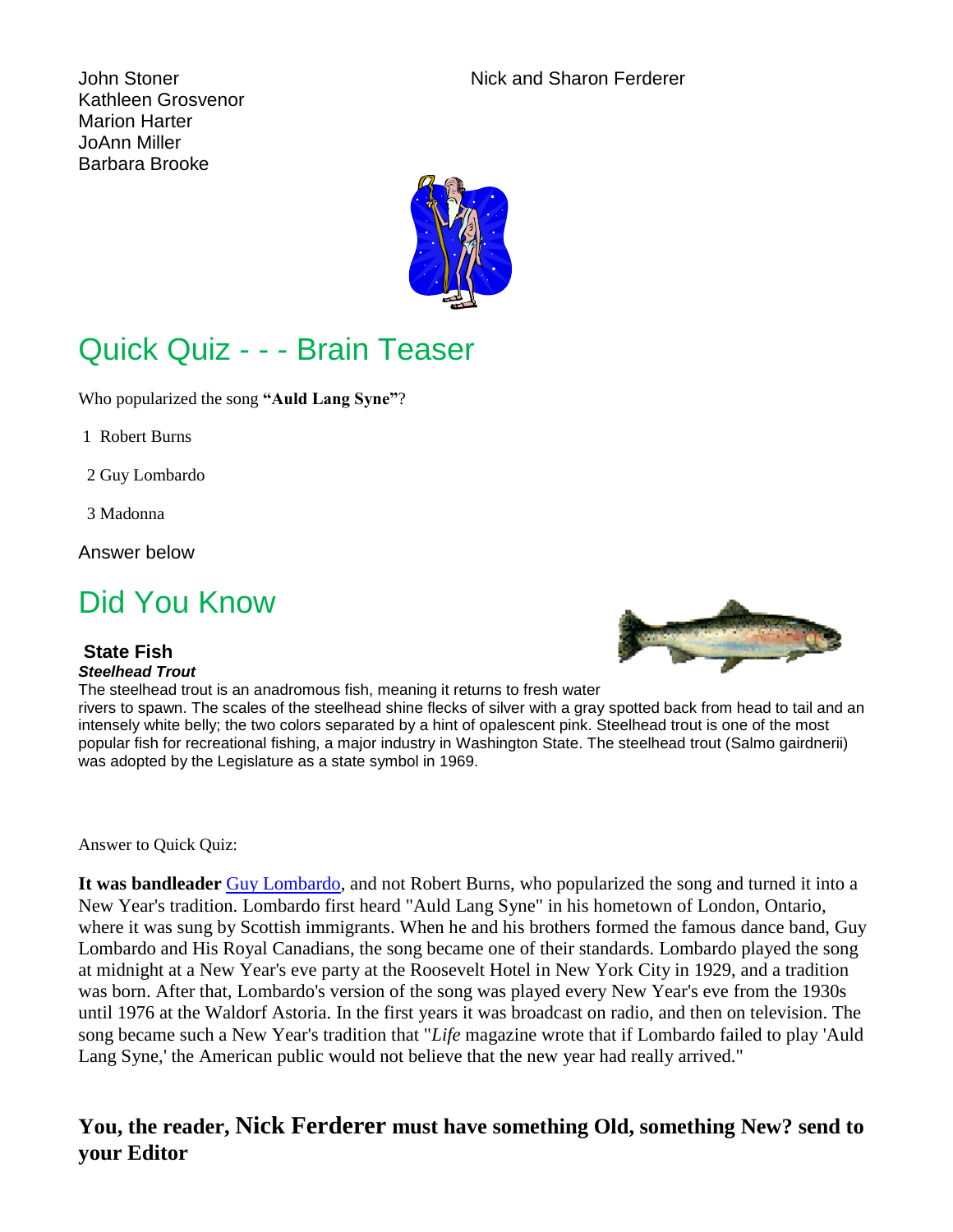John Stoner
Kathleen Grosvenor
Marion Harter
JoAnn Miller
Barbara Brooke

Nick and Sharon Ferderer

# Quick Quiz - - - Brain Teaser

Who popularized the song **"Auld Lang Syne"**?

1 Robert Burns

2 Guy Lombardo

3 Madonna

Answer below

# Did You Know

### State Fish

***Steelhead Trout***

The steelhead trout is an anadromous fish, meaning it returns to fresh water rivers to spawn. The scales of the steelhead shine flecks of silver with a gray spotted back from head to tail and an intensely white belly; the two colors separated by a hint of opalescent pink. Steelhead trout is one of the most popular fish for recreational fishing, a major industry in Washington State. The steelhead trout (Salmo gairdnerii) was adopted by the Legislature as a state symbol in 1969.

Answer to Quick Quiz:

**It was bandleader** Guy Lombardo, and not Robert Burns, who popularized the song and turned it into a New Year's tradition. Lombardo first heard "Auld Lang Syne" in his hometown of London, Ontario, where it was sung by Scottish immigrants. When he and his brothers formed the famous dance band, Guy Lombardo and His Royal Canadians, the song became one of their standards. Lombardo played the song at midnight at a New Year's eve party at the Roosevelt Hotel in New York City in 1929, and a tradition was born. After that, Lombardo's version of the song was played every New Year's eve from the 1930s until 1976 at the Waldorf Astoria. In the first years it was broadcast on radio, and then on television. The song became such a New Year's tradition that "*Life* magazine wrote that if Lombardo failed to play 'Auld Lang Syne,' the American public would not believe that the new year had really arrived."

**You, the reader, Nick Ferderer must have something Old, something New? send to your Editor**